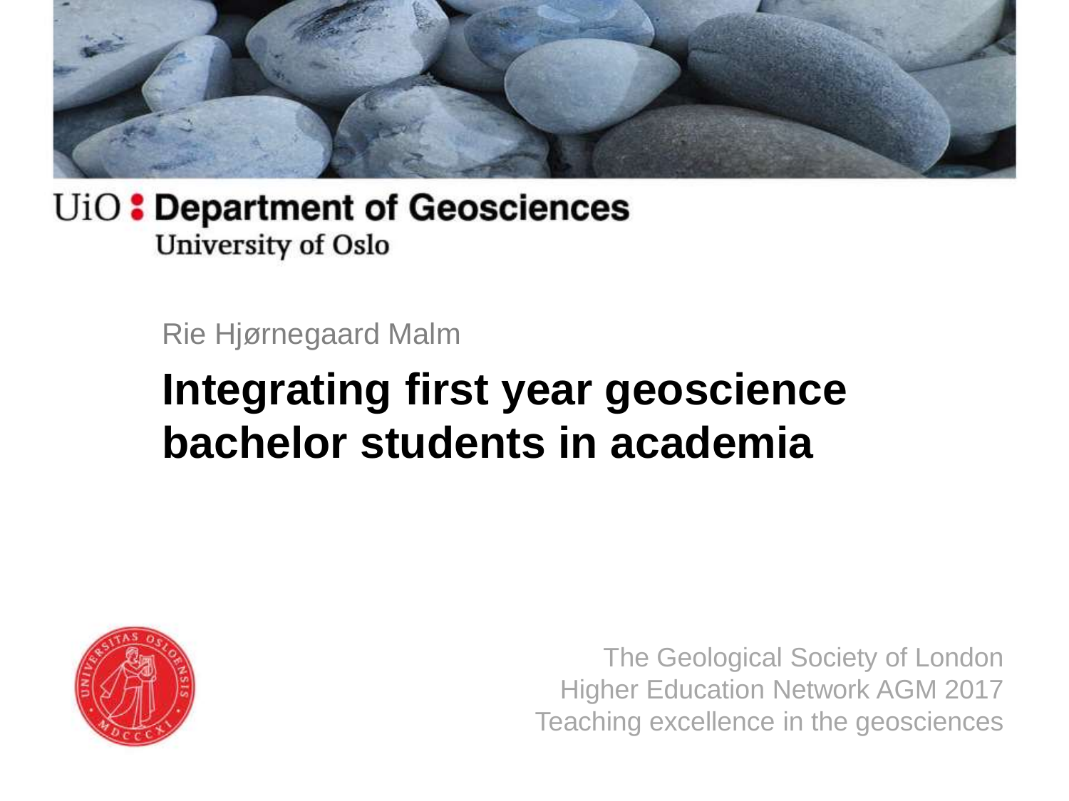UiO : Department of Geosciences
University of Oslo

Rie Hjørnegaard Malm

# Integrating first year geoscience bachelor students in academia

The Geological Society of London
Higher Education Network AGM 2017
Teaching excellence in the geosciences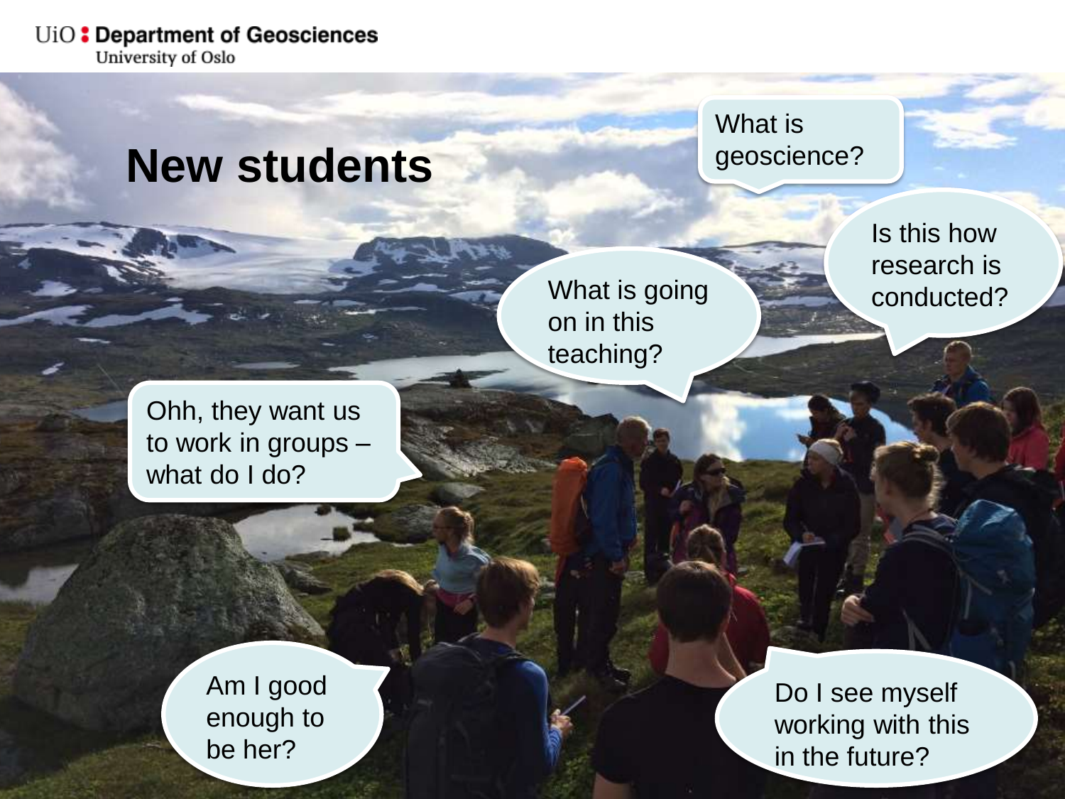# New students

What is geoscience?

Is this how research is conducted?

What is going on in this teaching?

Ohh, they want us to work in groups – what do I do?

Am I good enough to be her?

Do I see myself working with this in the future?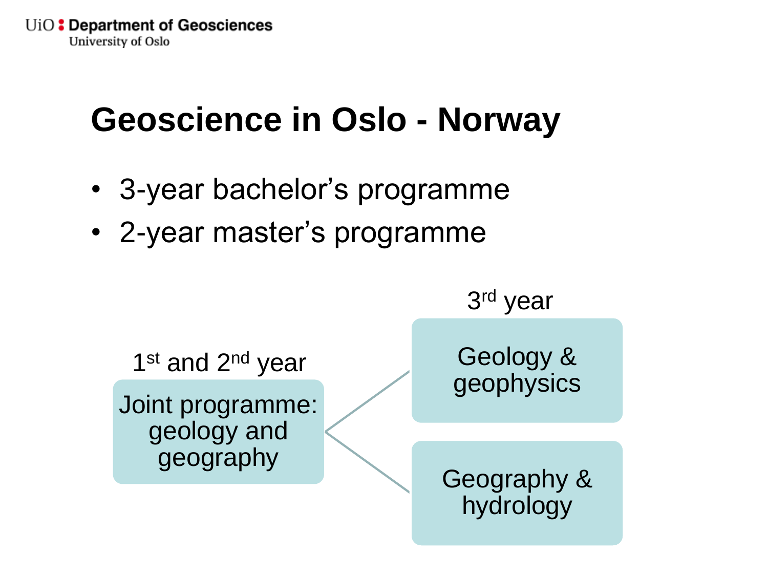# Geoscience in Oslo - Norway

- 3-year bachelor's programme
- 2-year master's programme

1st and 2nd year

Joint programme: geology and geography

3rd year

Geology & geophysics

Geography & hydrology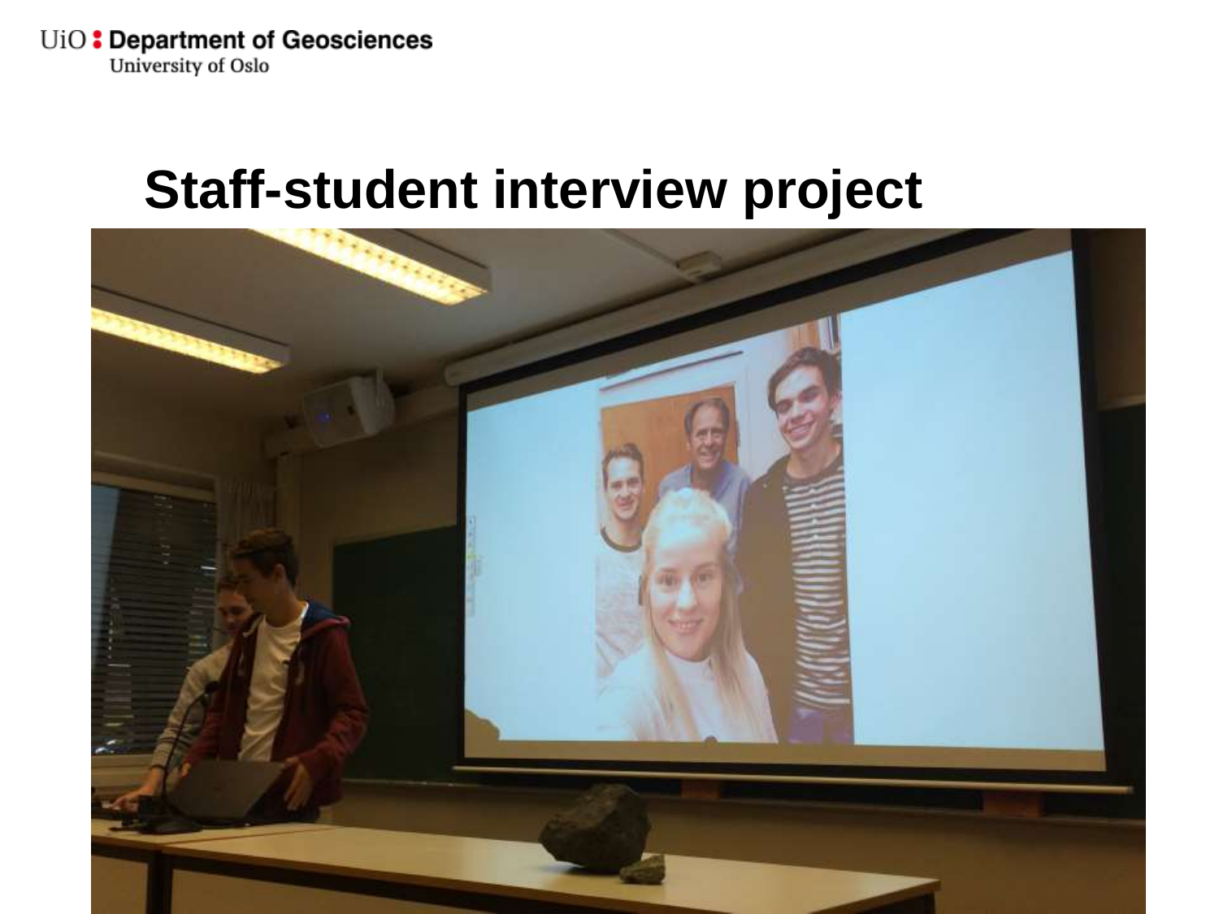# Staff-student interview project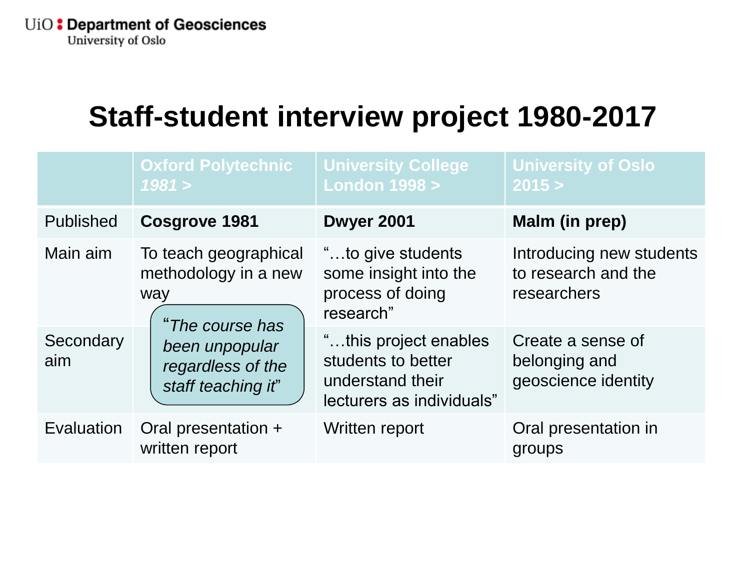# Staff-student interview project 1980-2017

| | Oxford Polytechnic *1981 >* | University College London 1998 > | University of Oslo 2015 > |
|---|---|---|---|
| Published | **Cosgrove 1981** | **Dwyer 2001** | **Malm (in prep)** |
| Main aim | To teach geographical methodology in a new way | "…to give students some insight into the process of doing research" | Introducing new students to research and the researchers |
| Secondary aim | *"The course has been unpopular regardless of the staff teaching it"* | "…this project enables students to better understand their lecturers as individuals" | Create a sense of belonging and geoscience identity |
| Evaluation | Oral presentation + written report | Written report | Oral presentation in groups |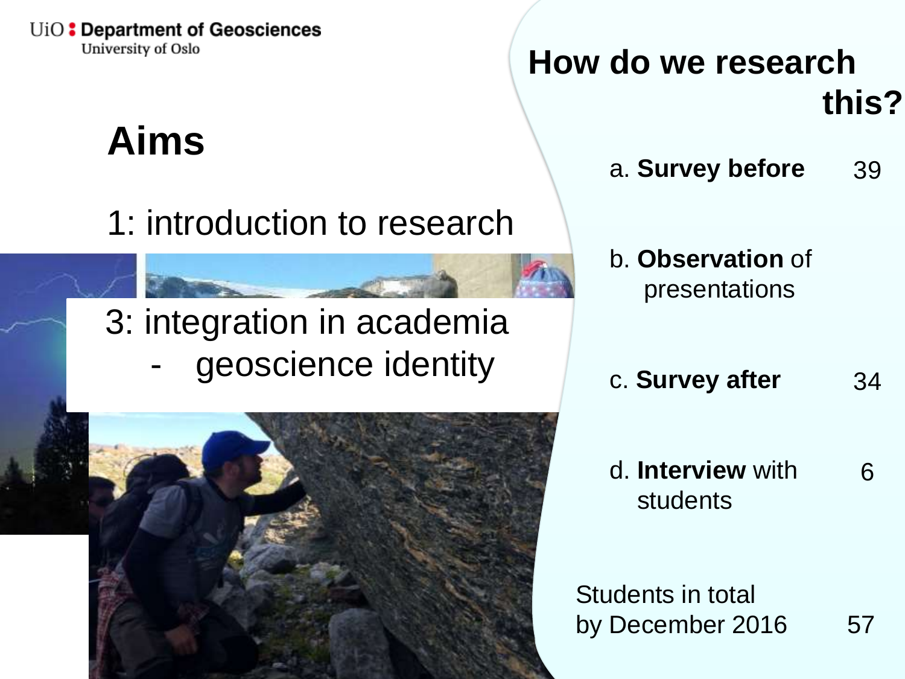## Aims

1: introduction to research

3: integration in academia
- geoscience identity

## How do we research this?

| | |
|---|---|
| a. **Survey before** | 39 |
| b. **Observation** of presentations | |
| c. **Survey after** | 34 |
| d. **Interview** with students | 6 |
| Students in total by December 2016 | 57 |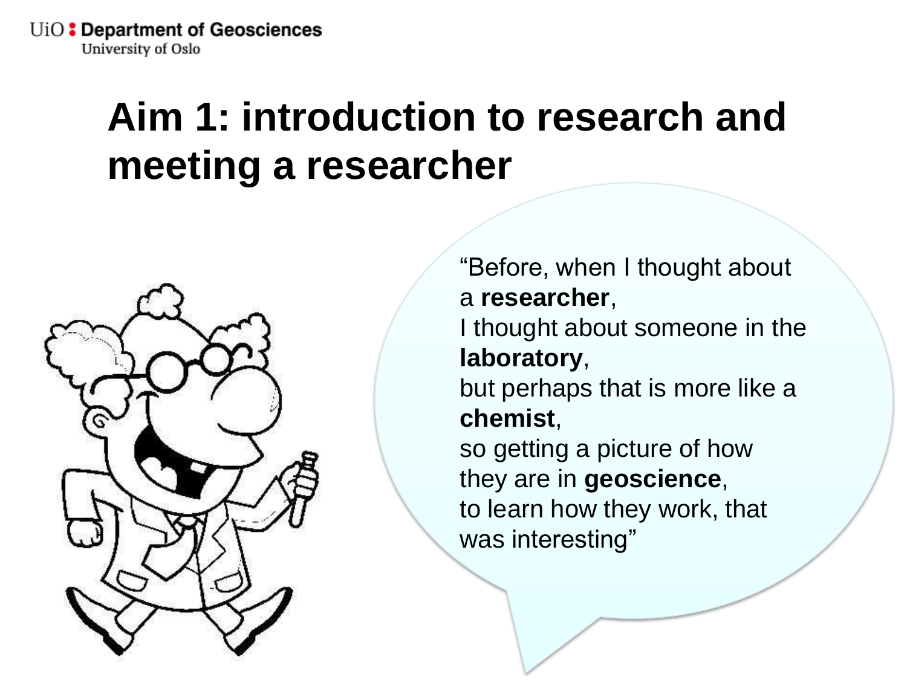# Aim 1: introduction to research and meeting a researcher

"Before, when I thought about a **researcher**,
I thought about someone in the **laboratory**,
but perhaps that is more like a **chemist**,
so getting a picture of how they are in **geoscience**,
to learn how they work, that was interesting"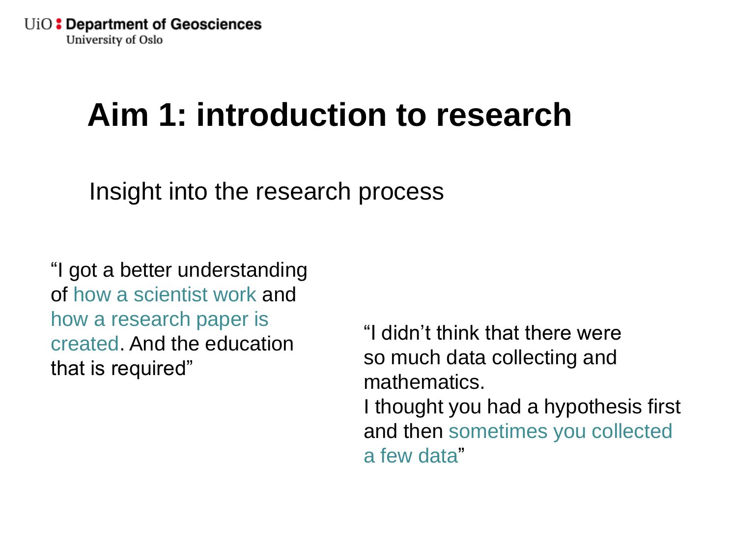# Aim 1: introduction to research

Insight into the research process

"I got a better understanding of how a scientist work and how a research paper is created. And the education that is required"

"I didn't think that there were so much data collecting and mathematics.
I thought you had a hypothesis first and then sometimes you collected a few data"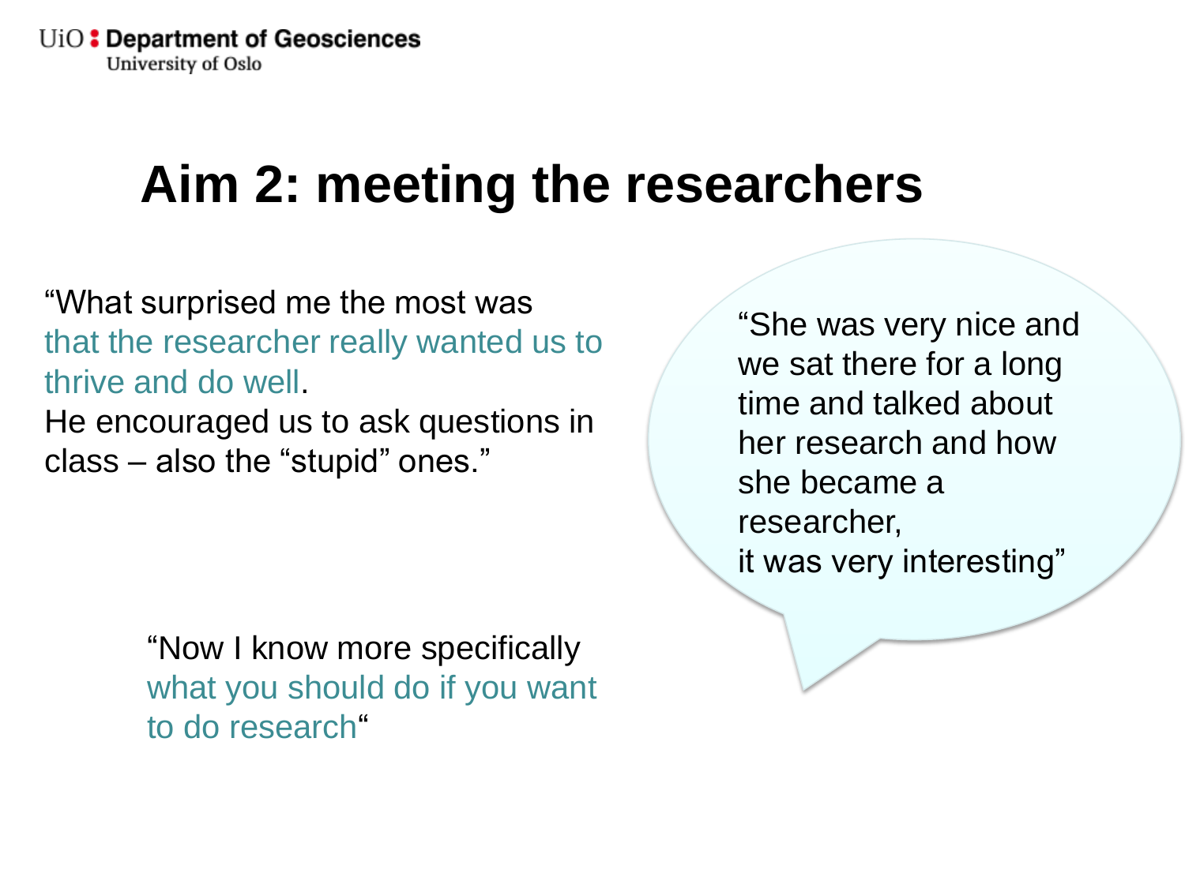# Aim 2: meeting the researchers

"What surprised me the most was that the researcher really wanted us to thrive and do well.
He encouraged us to ask questions in class – also the "stupid" ones."

"She was very nice and we sat there for a long time and talked about her research and how she became a researcher,
it was very interesting"

"Now I know more specifically what you should do if you want to do research"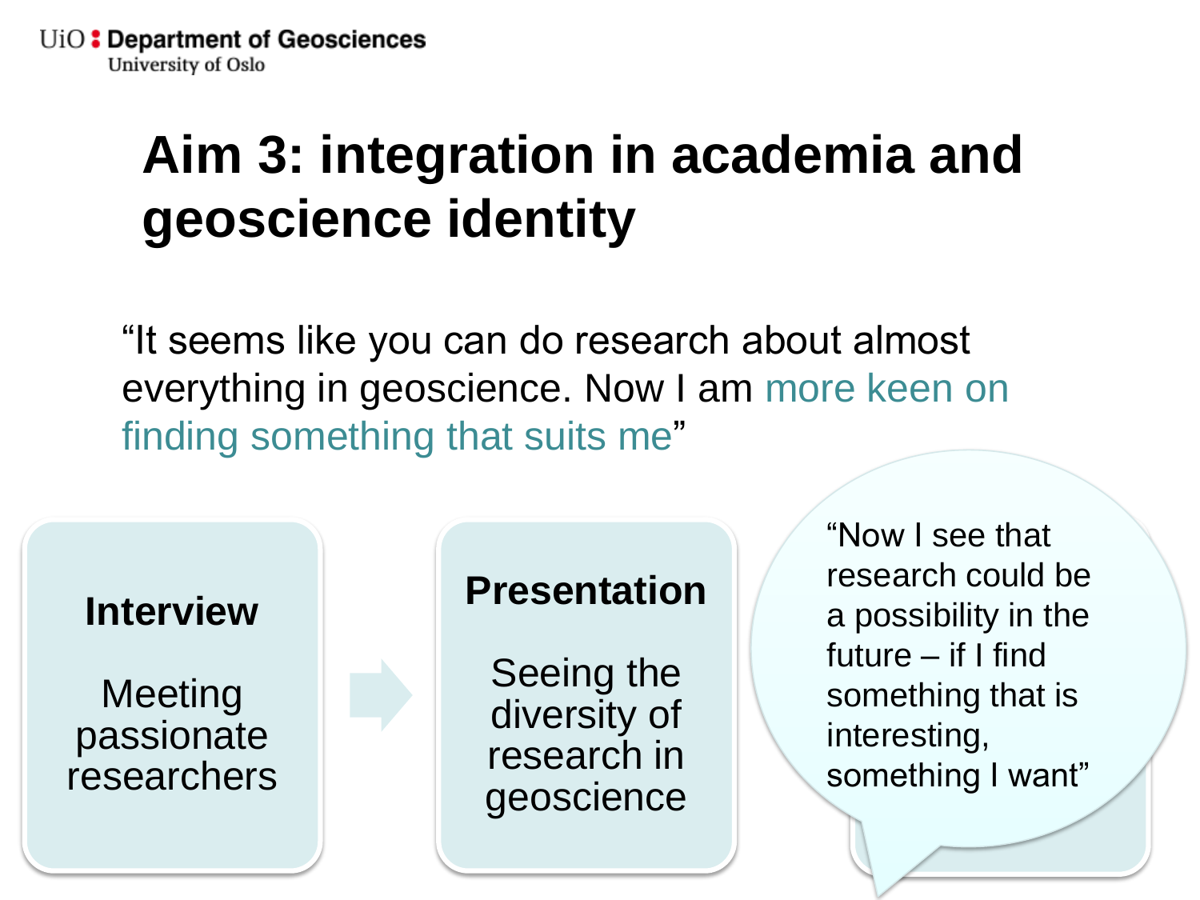# Aim 3: integration in academia and geoscience identity

"It seems like you can do research about almost everything in geoscience. Now I am more keen on finding something that suits me"

**Interview**

Meeting passionate researchers

**Presentation**

Seeing the diversity of research in geoscience

"Now I see that research could be a possibility in the future – if I find something that is interesting, something I want"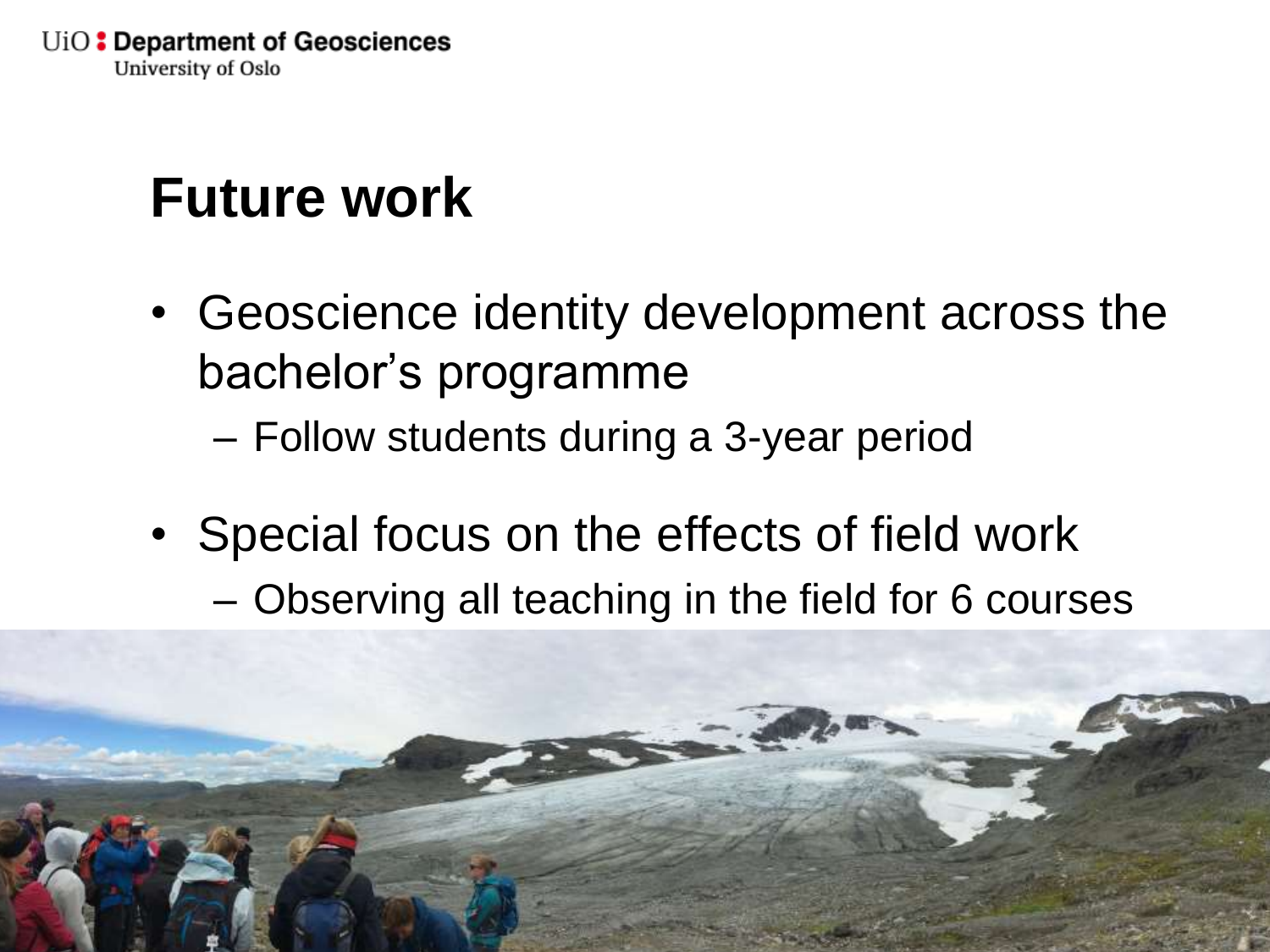# Future work

- Geoscience identity development across the bachelor's programme
  - Follow students during a 3-year period
- Special focus on the effects of field work
  - Observing all teaching in the field for 6 courses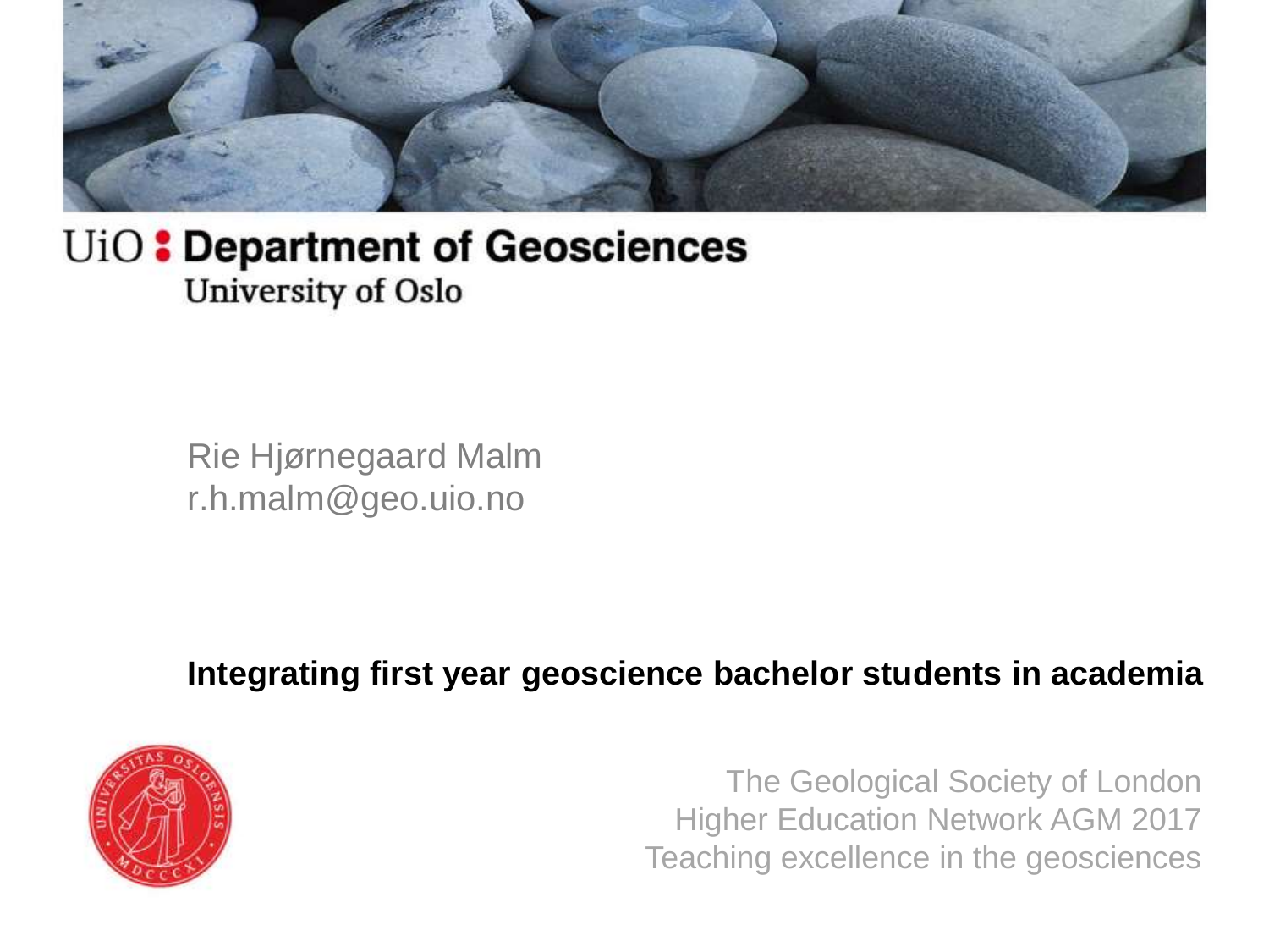UiO : Department of Geosciences
University of Oslo

Rie Hjørnegaard Malm
r.h.malm@geo.uio.no

**Integrating first year geoscience bachelor students in academia**

The Geological Society of London
Higher Education Network AGM 2017
Teaching excellence in the geosciences